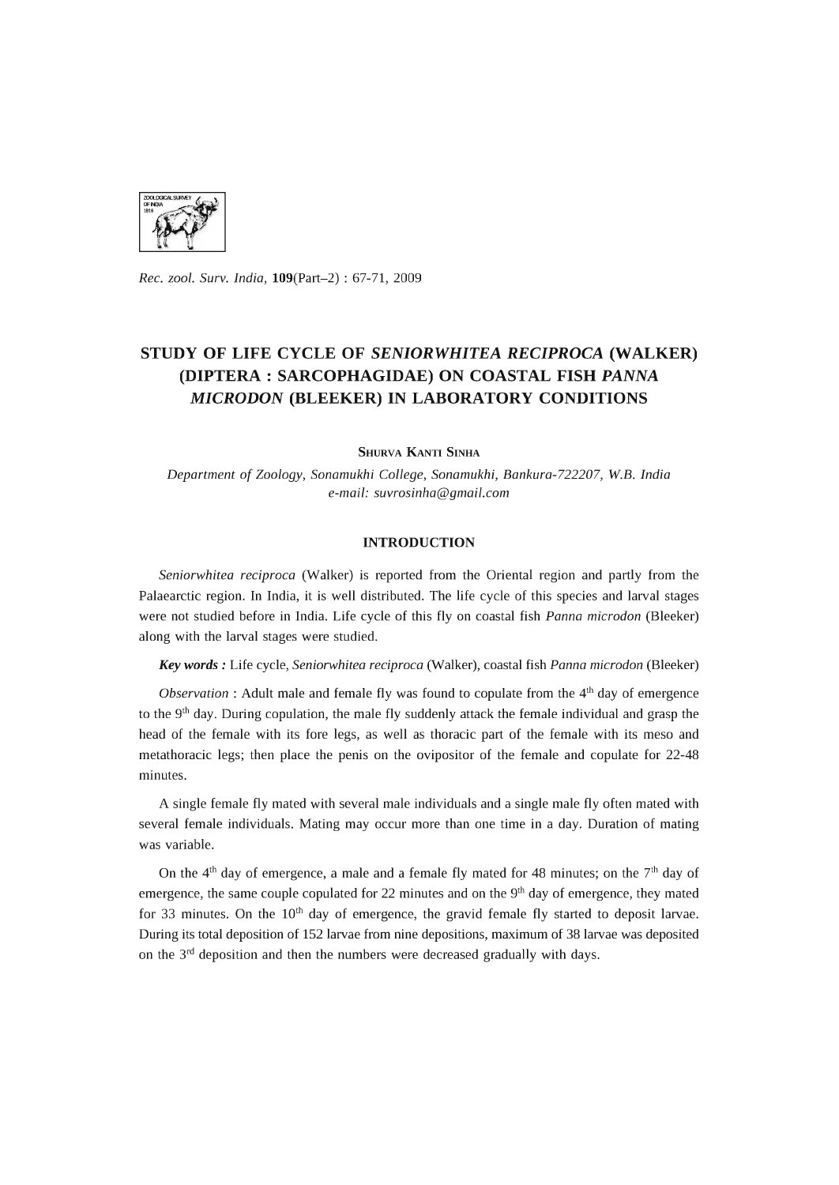*Rec. zool. Surv. India*, **109**(Part–2) : 67-71, 2009

# STUDY OF LIFE CYCLE OF *SENIORWHITEA RECIPROCA* (WALKER) (DIPTERA : SARCOPHAGIDAE) ON COASTAL FISH *PANNA MICRODON* (BLEEKER) IN LABORATORY CONDITIONS

SHURVA KANTI SINHA

*Department of Zoology, Sonamukhi College, Sonamukhi, Bankura-722207, W.B. India*
*e-mail: suvrosinha@gmail.com*

## INTRODUCTION

*Seniorwhitea reciproca* (Walker) is reported from the Oriental region and partly from the Palaearctic region. In India, it is well distributed. The life cycle of this species and larval stages were not studied before in India. Life cycle of this fly on coastal fish *Panna microdon* (Bleeker) along with the larval stages were studied.

***Key words :*** Life cycle, *Seniorwhitea reciproca* (Walker), coastal fish *Panna microdon* (Bleeker)

*Observation* : Adult male and female fly was found to copulate from the 4th day of emergence to the 9th day. During copulation, the male fly suddenly attack the female individual and grasp the head of the female with its fore legs, as well as thoracic part of the female with its meso and metathoracic legs; then place the penis on the ovipositor of the female and copulate for 22-48 minutes.

A single female fly mated with several male individuals and a single male fly often mated with several female individuals. Mating may occur more than one time in a day. Duration of mating was variable.

On the 4th day of emergence, a male and a female fly mated for 48 minutes; on the 7th day of emergence, the same couple copulated for 22 minutes and on the 9th day of emergence, they mated for 33 minutes. On the 10th day of emergence, the gravid female fly started to deposit larvae. During its total deposition of 152 larvae from nine depositions, maximum of 38 larvae was deposited on the 3rd deposition and then the numbers were decreased gradually with days.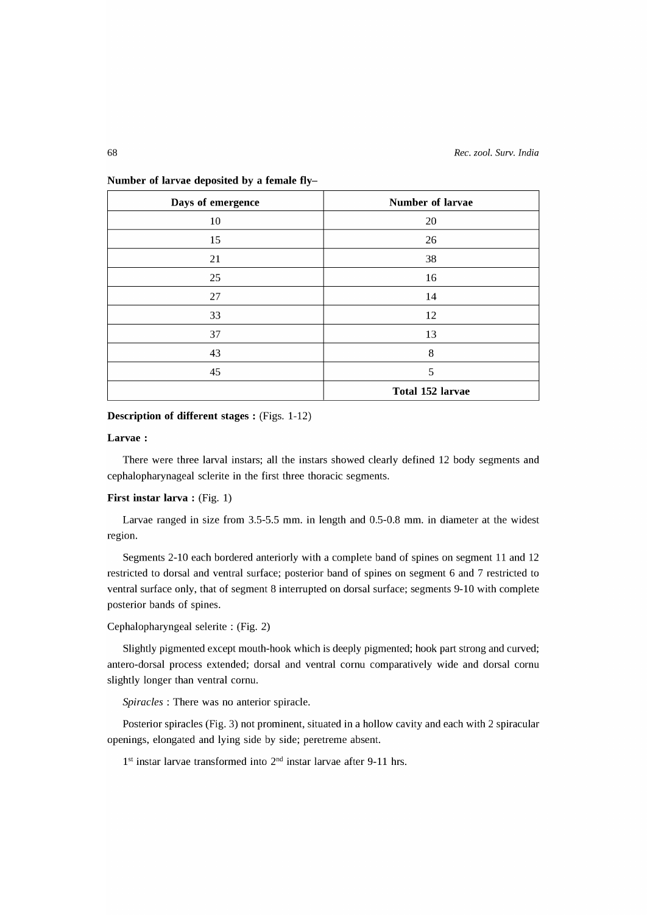**Number of larvae deposited by a female fly–**

| Days of emergence | Number of larvae |
|---|---|
| 10 | 20 |
| 15 | 26 |
| 21 | 38 |
| 25 | 16 |
| 27 | 14 |
| 33 | 12 |
| 37 | 13 |
| 43 | 8 |
| 45 | 5 |
| | **Total 152 larvae** |

**Description of different stages :** (Figs. 1-12)

**Larvae :**

There were three larval instars; all the instars showed clearly defined 12 body segments and cephalopharynageal sclerite in the first three thoracic segments.

**First instar larva :** (Fig. 1)

Larvae ranged in size from 3.5-5.5 mm. in length and 0.5-0.8 mm. in diameter at the widest region.

Segments 2-10 each bordered anteriorly with a complete band of spines on segment 11 and 12 restricted to dorsal and ventral surface; posterior band of spines on segment 6 and 7 restricted to ventral surface only, that of segment 8 interrupted on dorsal surface; segments 9-10 with complete posterior bands of spines.

Cephalopharyngeal selerite : (Fig. 2)

Slightly pigmented except mouth-hook which is deeply pigmented; hook part strong and curved; antero-dorsal process extended; dorsal and ventral cornu comparatively wide and dorsal cornu slightly longer than ventral cornu.

*Spiracles* : There was no anterior spiracle.

Posterior spiracles (Fig. 3) not prominent, situated in a hollow cavity and each with 2 spiracular openings, elongated and lying side by side; peretreme absent.

1st instar larvae transformed into 2nd instar larvae after 9-11 hrs.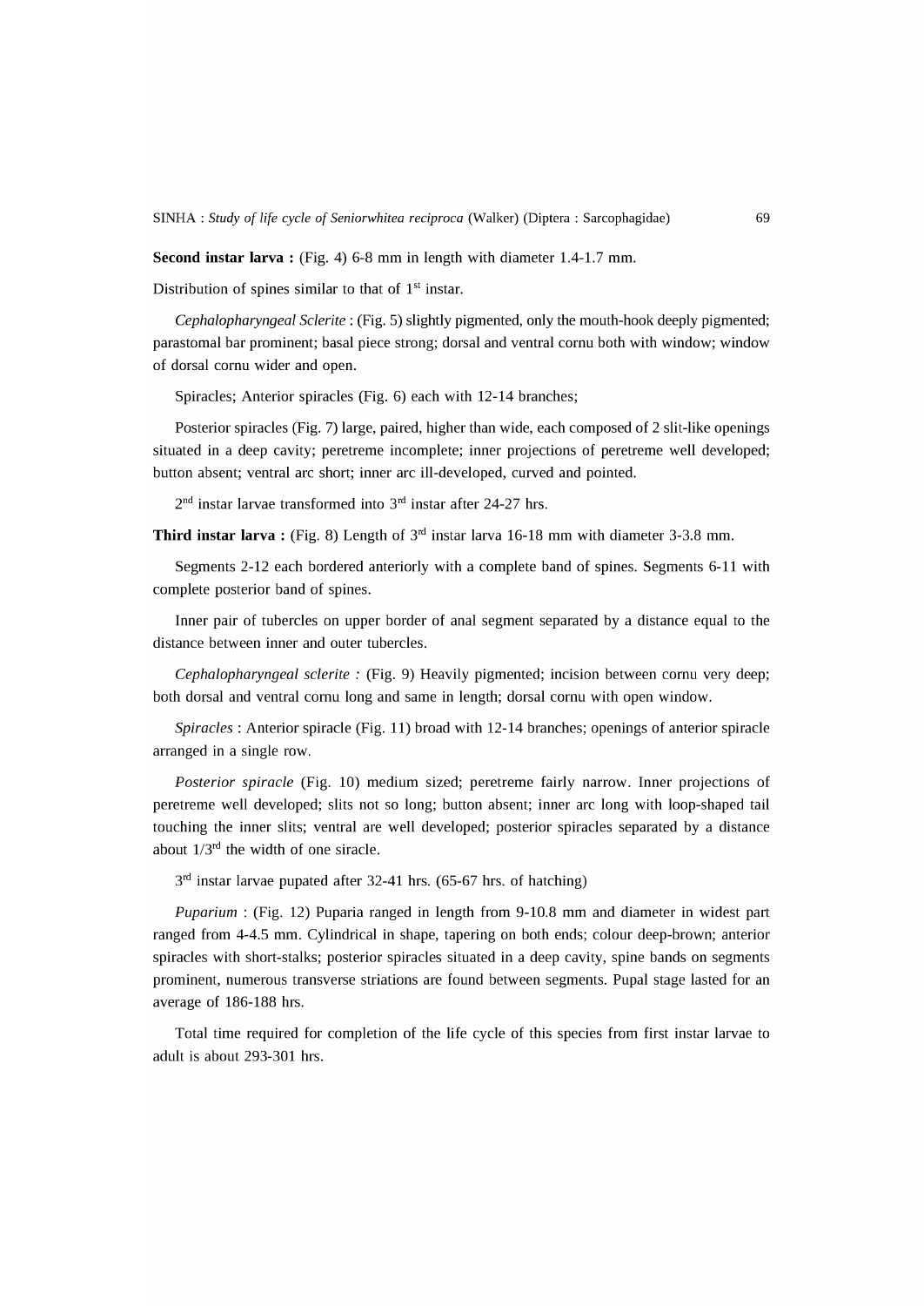**Second instar larva :** (Fig. 4) 6-8 mm in length with diameter 1.4-1.7 mm.

Distribution of spines similar to that of 1st instar.

*Cephalopharyngeal Sclerite* : (Fig. 5) slightly pigmented, only the mouth-hook deeply pigmented; parastomal bar prominent; basal piece strong; dorsal and ventral cornu both with window; window of dorsal cornu wider and open.

Spiracles; Anterior spiracles (Fig. 6) each with 12-14 branches;

Posterior spiracles (Fig. 7) large, paired, higher than wide, each composed of 2 slit-like openings situated in a deep cavity; peretreme incomplete; inner projections of peretreme well developed; button absent; ventral arc short; inner arc ill-developed, curved and pointed.

2nd instar larvae transformed into 3rd instar after 24-27 hrs.

**Third instar larva :** (Fig. 8) Length of 3rd instar larva 16-18 mm with diameter 3-3.8 mm.

Segments 2-12 each bordered anteriorly with a complete band of spines. Segments 6-11 with complete posterior band of spines.

Inner pair of tubercles on upper border of anal segment separated by a distance equal to the distance between inner and outer tubercles.

*Cephalopharyngeal sclerite :* (Fig. 9) Heavily pigmented; incision between cornu very deep; both dorsal and ventral cornu long and same in length; dorsal cornu with open window.

*Spiracles* : Anterior spiracle (Fig. 11) broad with 12-14 branches; openings of anterior spiracle arranged in a single row.

*Posterior spiracle* (Fig. 10) medium sized; peretreme fairly narrow. Inner projections of peretreme well developed; slits not so long; button absent; inner arc long with loop-shaped tail touching the inner slits; ventral are well developed; posterior spiracles separated by a distance about 1/3rd the width of one siracle.

3rd instar larvae pupated after 32-41 hrs. (65-67 hrs. of hatching)

*Puparium* : (Fig. 12) Puparia ranged in length from 9-10.8 mm and diameter in widest part ranged from 4-4.5 mm. Cylindrical in shape, tapering on both ends; colour deep-brown; anterior spiracles with short-stalks; posterior spiracles situated in a deep cavity, spine bands on segments prominent, numerous transverse striations are found between segments. Pupal stage lasted for an average of 186-188 hrs.

Total time required for completion of the life cycle of this species from first instar larvae to adult is about 293-301 hrs.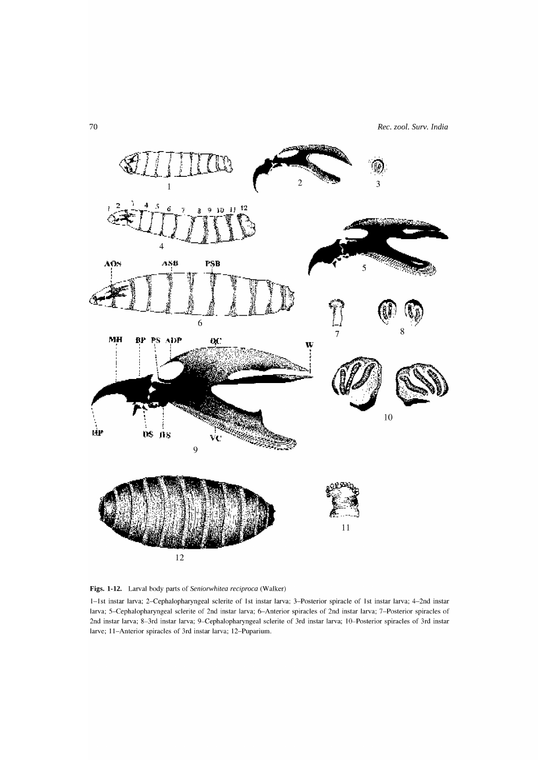**Figs. 1-12.** Larval body parts of *Seniorwhitea reciproca* (Walker)

1–1st instar larva; 2–Cephalopharyngeal sclerite of 1st instar larva; 3–Posterior spiracle of 1st instar larva; 4–2nd instar larva; 5–Cephalopharyngeal sclerite of 2nd instar larva; 6–Anterior spiracles of 2nd instar larva; 7–Posterior spiracles of 2nd instar larva; 8–3rd instar larva; 9–Cephalopharyngeal sclerite of 3rd instar larva; 10–Posterior spiracles of 3rd instar larve; 11–Anterior spiracles of 3rd instar larva; 12–Puparium.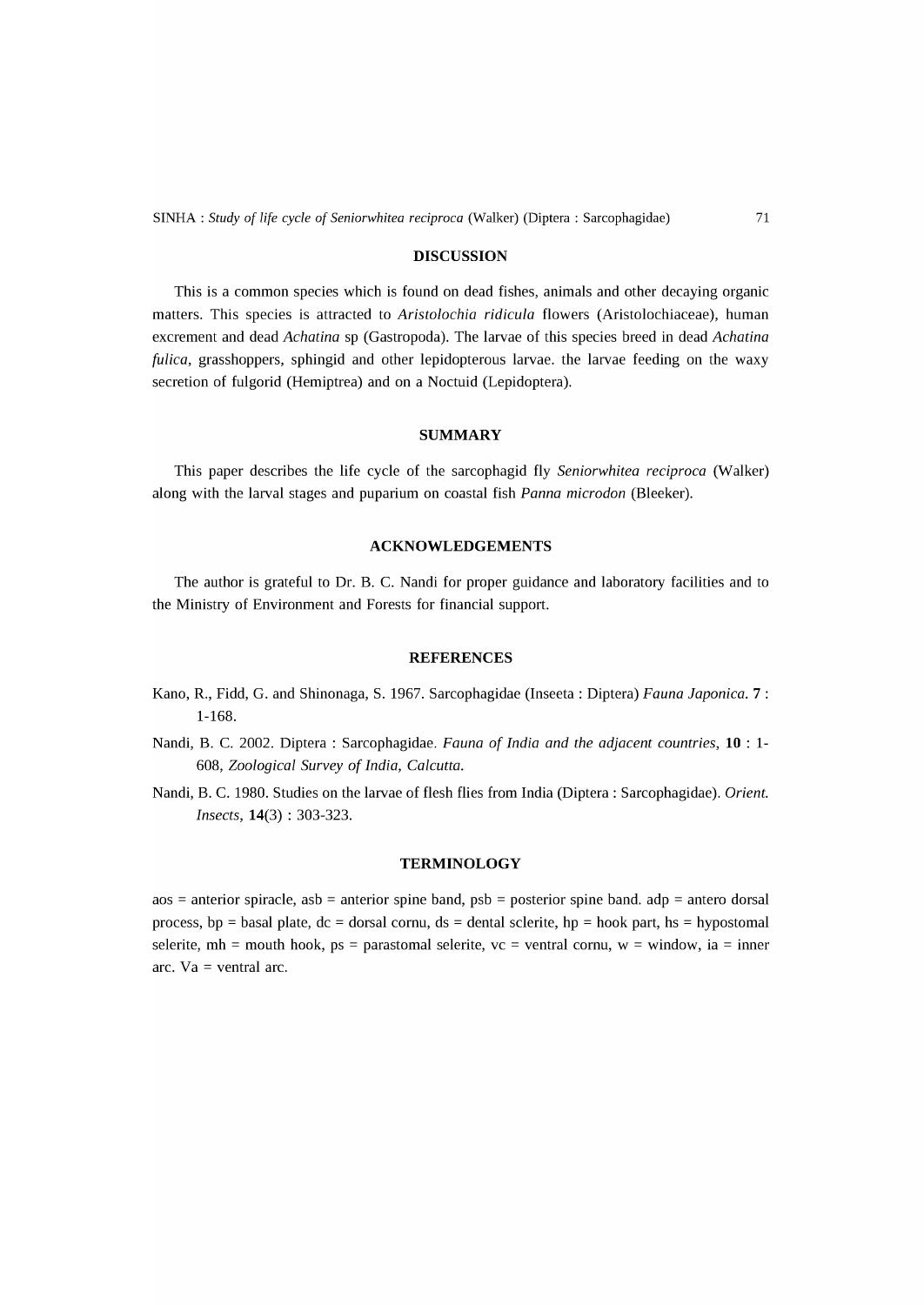## DISCUSSION

This is a common species which is found on dead fishes, animals and other decaying organic matters. This species is attracted to *Aristolochia ridicula* flowers (Aristolochiaceae), human excrement and dead *Achatina* sp (Gastropoda). The larvae of this species breed in dead *Achatina fulica*, grasshoppers, sphingid and other lepidopterous larvae. the larvae feeding on the waxy secretion of fulgorid (Hemiptrea) and on a Noctuid (Lepidoptera).

## SUMMARY

This paper describes the life cycle of the sarcophagid fly *Seniorwhitea reciproca* (Walker) along with the larval stages and puparium on coastal fish *Panna microdon* (Bleeker).

## ACKNOWLEDGEMENTS

The author is grateful to Dr. B. C. Nandi for proper guidance and laboratory facilities and to the Ministry of Environment and Forests for financial support.

## REFERENCES

Kano, R., Fidd, G. and Shinonaga, S. 1967. Sarcophagidae (Inseeta : Diptera) *Fauna Japonica*. **7** : 1-168.

Nandi, B. C. 2002. Diptera : Sarcophagidae. *Fauna of India and the adjacent countries*, **10** : 1-608, *Zoological Survey of India, Calcutta.*

Nandi, B. C. 1980. Studies on the larvae of flesh flies from India (Diptera : Sarcophagidae). *Orient. Insects*, **14**(3) : 303-323.

## TERMINOLOGY

aos = anterior spiracle, asb = anterior spine band, psb = posterior spine band. adp = antero dorsal process, bp = basal plate, dc = dorsal cornu, ds = dental sclerite, hp = hook part, hs = hypostomal selerite, mh = mouth hook, ps = parastomal selerite, vc = ventral cornu, w = window, ia = inner arc. Va = ventral arc.